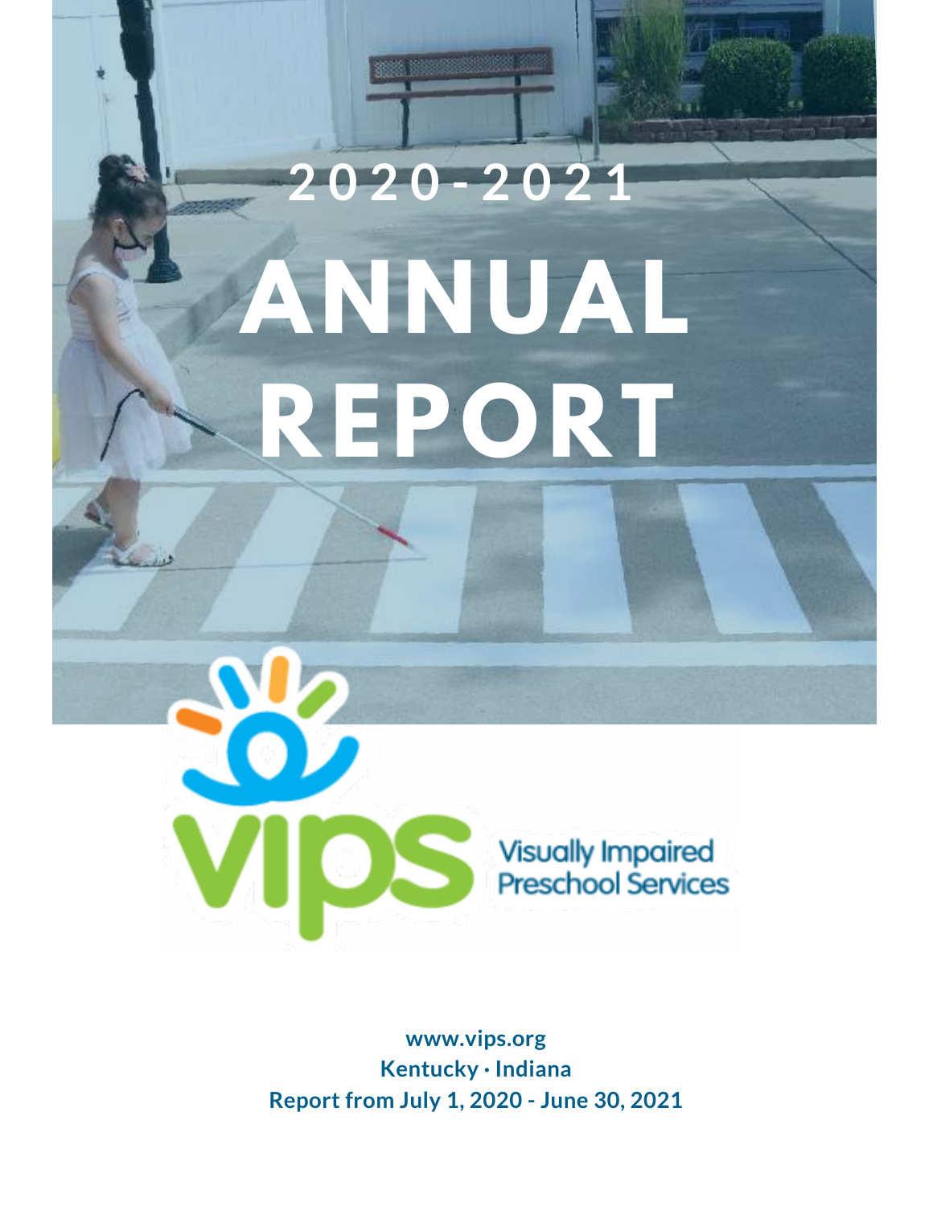# 2020-2021 ANNUAL REPORT

Visually Impaired Preschool Services

**www.vips.org**
**Kentucky · Indiana**
**Report from July 1, 2020 - June 30, 2021**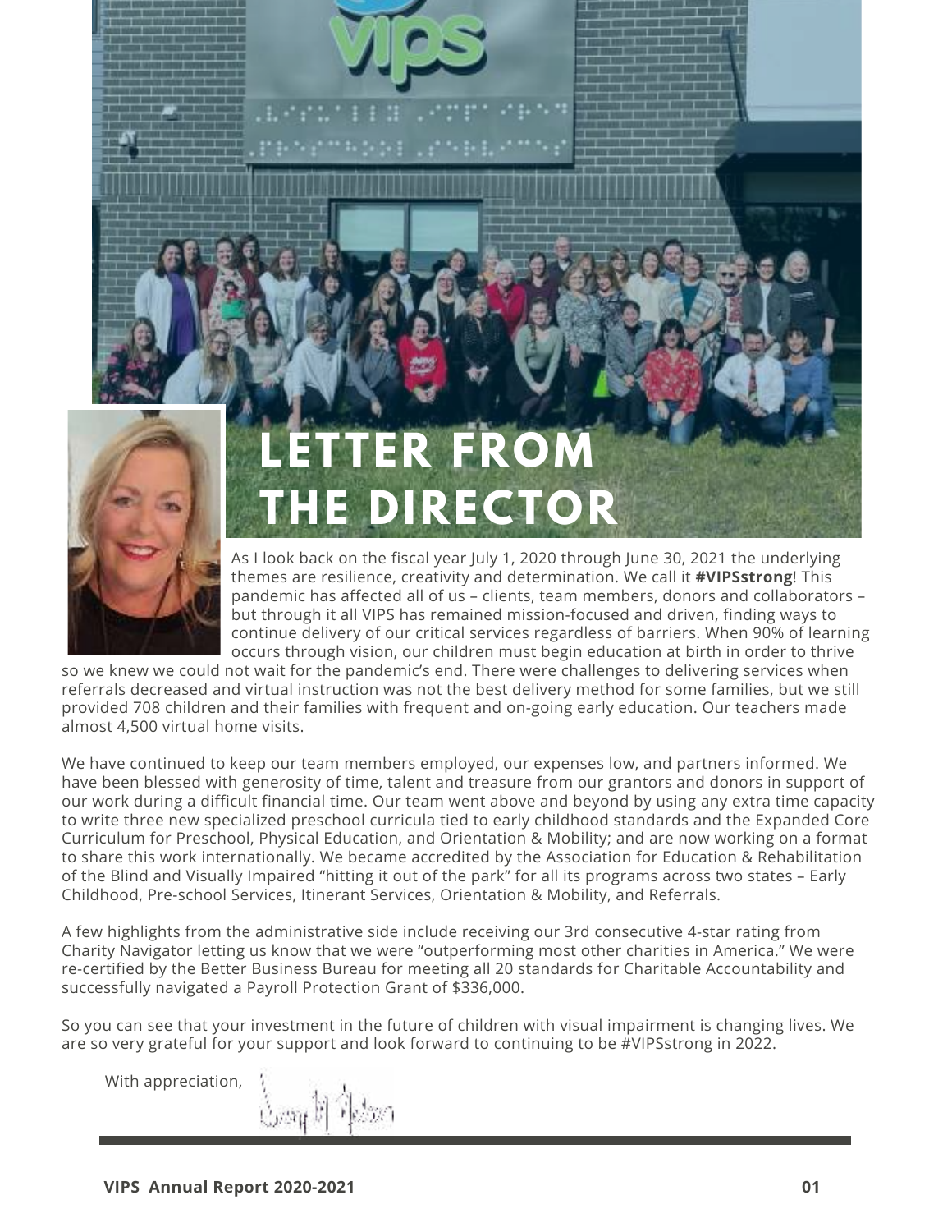# LETTER FROM THE DIRECTOR

As I look back on the fiscal year July 1, 2020 through June 30, 2021 the underlying themes are resilience, creativity and determination. We call it **#VIPSstrong**! This pandemic has affected all of us – clients, team members, donors and collaborators – but through it all VIPS has remained mission-focused and driven, finding ways to continue delivery of our critical services regardless of barriers. When 90% of learning occurs through vision, our children must begin education at birth in order to thrive so we knew we could not wait for the pandemic's end. There were challenges to delivering services when referrals decreased and virtual instruction was not the best delivery method for some families, but we still provided 708 children and their families with frequent and on-going early education. Our teachers made almost 4,500 virtual home visits.

We have continued to keep our team members employed, our expenses low, and partners informed. We have been blessed with generosity of time, talent and treasure from our grantors and donors in support of our work during a difficult financial time. Our team went above and beyond by using any extra time capacity to write three new specialized preschool curricula tied to early childhood standards and the Expanded Core Curriculum for Preschool, Physical Education, and Orientation & Mobility; and are now working on a format to share this work internationally. We became accredited by the Association for Education & Rehabilitation of the Blind and Visually Impaired "hitting it out of the park" for all its programs across two states – Early Childhood, Pre-school Services, Itinerant Services, Orientation & Mobility, and Referrals.

A few highlights from the administrative side include receiving our 3rd consecutive 4-star rating from Charity Navigator letting us know that we were "outperforming most other charities in America." We were re-certified by the Better Business Bureau for meeting all 20 standards for Charitable Accountability and successfully navigated a Payroll Protection Grant of $336,000.

So you can see that your investment in the future of children with visual impairment is changing lives. We are so very grateful for your support and look forward to continuing to be #VIPSstrong in 2022.

With appreciation,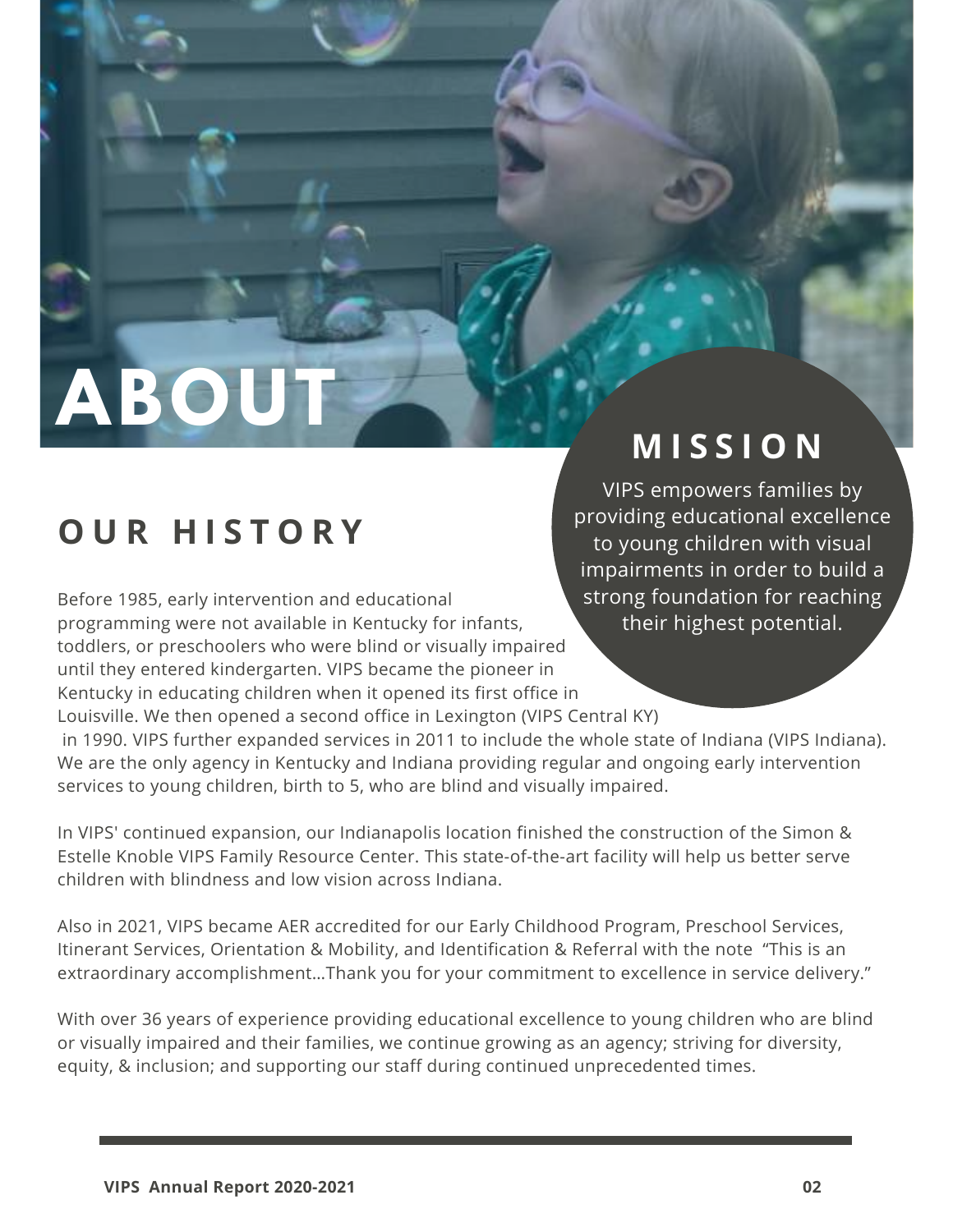# ABOUT

## MISSION

VIPS empowers families by providing educational excellence to young children with visual impairments in order to build a strong foundation for reaching their highest potential.

## OUR HISTORY

Before 1985, early intervention and educational programming were not available in Kentucky for infants, toddlers, or preschoolers who were blind or visually impaired until they entered kindergarten. VIPS became the pioneer in Kentucky in educating children when it opened its first office in Louisville. We then opened a second office in Lexington (VIPS Central KY) in 1990. VIPS further expanded services in 2011 to include the whole state of Indiana (VIPS Indiana). We are the only agency in Kentucky and Indiana providing regular and ongoing early intervention services to young children, birth to 5, who are blind and visually impaired.

In VIPS' continued expansion, our Indianapolis location finished the construction of the Simon & Estelle Knoble VIPS Family Resource Center. This state-of-the-art facility will help us better serve children with blindness and low vision across Indiana.

Also in 2021, VIPS became AER accredited for our Early Childhood Program, Preschool Services, Itinerant Services, Orientation & Mobility, and Identification & Referral with the note "This is an extraordinary accomplishment...Thank you for your commitment to excellence in service delivery."

With over 36 years of experience providing educational excellence to young children who are blind or visually impaired and their families, we continue growing as an agency; striving for diversity, equity, & inclusion; and supporting our staff during continued unprecedented times.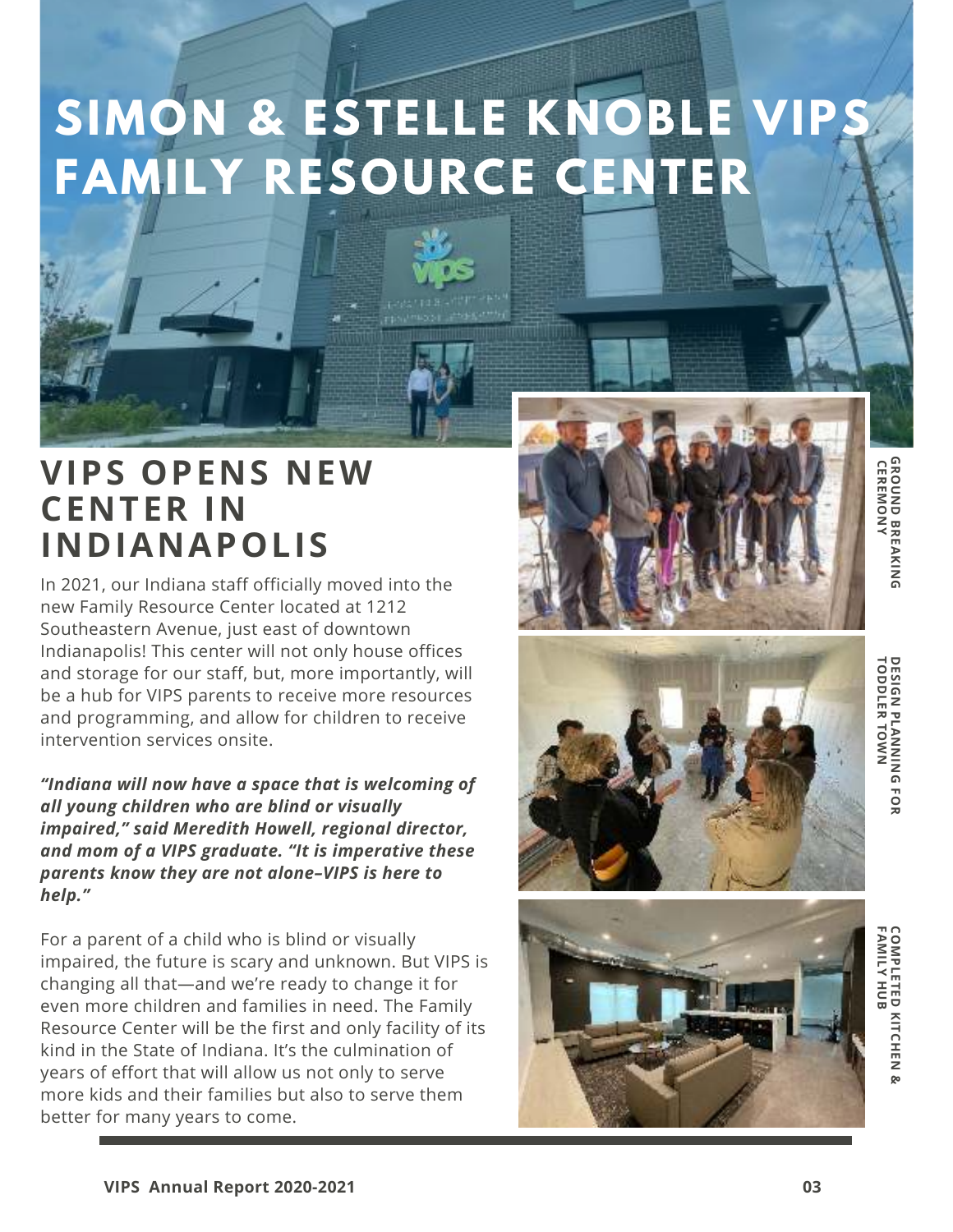# SIMON & ESTELLE KNOBLE VIPS FAMILY RESOURCE CENTER

## VIPS OPENS NEW CENTER IN INDIANAPOLIS

In 2021, our Indiana staff officially moved into the new Family Resource Center located at 1212 Southeastern Avenue, just east of downtown Indianapolis! This center will not only house offices and storage for our staff, but, more importantly, will be a hub for VIPS parents to receive more resources and programming, and allow for children to receive intervention services onsite.

***"Indiana will now have a space that is welcoming of all young children who are blind or visually impaired," said Meredith Howell, regional director, and mom of a VIPS graduate. "It is imperative these parents know they are not alone–VIPS is here to help."***

For a parent of a child who is blind or visually impaired, the future is scary and unknown. But VIPS is changing all that—and we're ready to change it for even more children and families in need. The Family Resource Center will be the first and only facility of its kind in the State of Indiana. It's the culmination of years of effort that will allow us not only to serve more kids and their families but also to serve them better for many years to come.

GROUND BREAKING CEREMONY

DESIGN PLANNING FOR TODDLER TOWN

COMPLETED KITCHEN & FAMILY HUB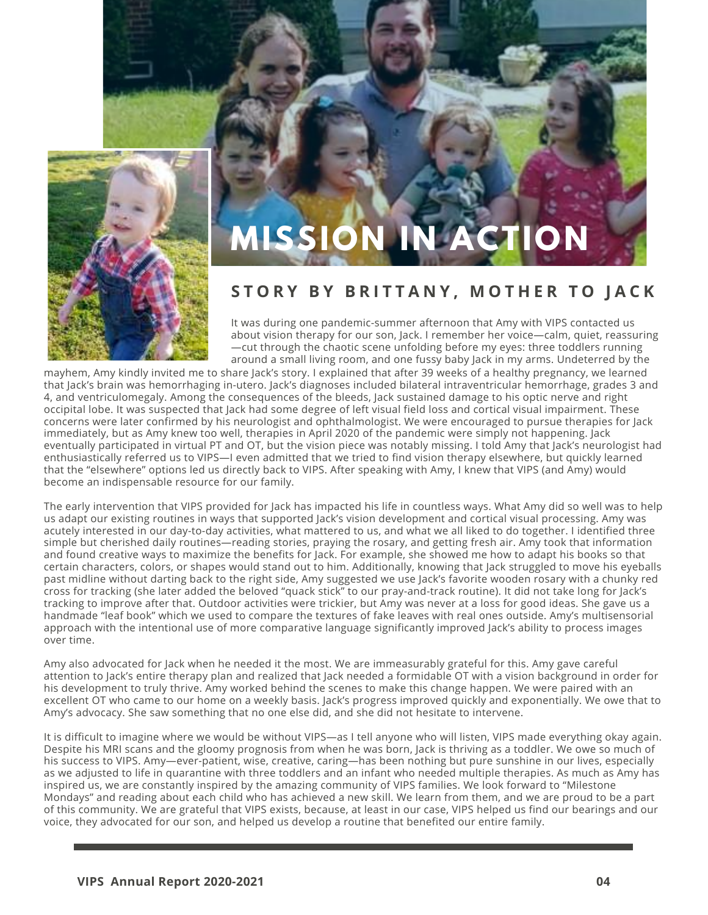# MISSION IN ACTION

## STORY BY BRITTANY, MOTHER TO JACK

It was during one pandemic-summer afternoon that Amy with VIPS contacted us about vision therapy for our son, Jack. I remember her voice—calm, quiet, reassuring—cut through the chaotic scene unfolding before my eyes: three toddlers running around a small living room, and one fussy baby Jack in my arms. Undeterred by the mayhem, Amy kindly invited me to share Jack's story. I explained that after 39 weeks of a healthy pregnancy, we learned that Jack's brain was hemorrhaging in-utero. Jack's diagnoses included bilateral intraventricular hemorrhage, grades 3 and 4, and ventriculomegaly. Among the consequences of the bleeds, Jack sustained damage to his optic nerve and right occipital lobe. It was suspected that Jack had some degree of left visual field loss and cortical visual impairment. These concerns were later confirmed by his neurologist and ophthalmologist. We were encouraged to pursue therapies for Jack immediately, but as Amy knew too well, therapies in April 2020 of the pandemic were simply not happening. Jack eventually participated in virtual PT and OT, but the vision piece was notably missing. I told Amy that Jack's neurologist had enthusiastically referred us to VIPS—I even admitted that we tried to find vision therapy elsewhere, but quickly learned that the "elsewhere" options led us directly back to VIPS. After speaking with Amy, I knew that VIPS (and Amy) would become an indispensable resource for our family.

The early intervention that VIPS provided for Jack has impacted his life in countless ways. What Amy did so well was to help us adapt our existing routines in ways that supported Jack's vision development and cortical visual processing. Amy was acutely interested in our day-to-day activities, what mattered to us, and what we all liked to do together. I identified three simple but cherished daily routines—reading stories, praying the rosary, and getting fresh air. Amy took that information and found creative ways to maximize the benefits for Jack. For example, she showed me how to adapt his books so that certain characters, colors, or shapes would stand out to him. Additionally, knowing that Jack struggled to move his eyeballs past midline without darting back to the right side, Amy suggested we use Jack's favorite wooden rosary with a chunky red cross for tracking (she later added the beloved "quack stick" to our pray-and-track routine). It did not take long for Jack's tracking to improve after that. Outdoor activities were trickier, but Amy was never at a loss for good ideas. She gave us a handmade "leaf book" which we used to compare the textures of fake leaves with real ones outside. Amy's multisensorial approach with the intentional use of more comparative language significantly improved Jack's ability to process images over time.

Amy also advocated for Jack when he needed it the most. We are immeasurably grateful for this. Amy gave careful attention to Jack's entire therapy plan and realized that Jack needed a formidable OT with a vision background in order for his development to truly thrive. Amy worked behind the scenes to make this change happen. We were paired with an excellent OT who came to our home on a weekly basis. Jack's progress improved quickly and exponentially. We owe that to Amy's advocacy. She saw something that no one else did, and she did not hesitate to intervene.

It is difficult to imagine where we would be without VIPS—as I tell anyone who will listen, VIPS made everything okay again. Despite his MRI scans and the gloomy prognosis from when he was born, Jack is thriving as a toddler. We owe so much of his success to VIPS. Amy—ever-patient, wise, creative, caring—has been nothing but pure sunshine in our lives, especially as we adjusted to life in quarantine with three toddlers and an infant who needed multiple therapies. As much as Amy has inspired us, we are constantly inspired by the amazing community of VIPS families. We look forward to "Milestone Mondays" and reading about each child who has achieved a new skill. We learn from them, and we are proud to be a part of this community. We are grateful that VIPS exists, because, at least in our case, VIPS helped us find our bearings and our voice, they advocated for our son, and helped us develop a routine that benefited our entire family.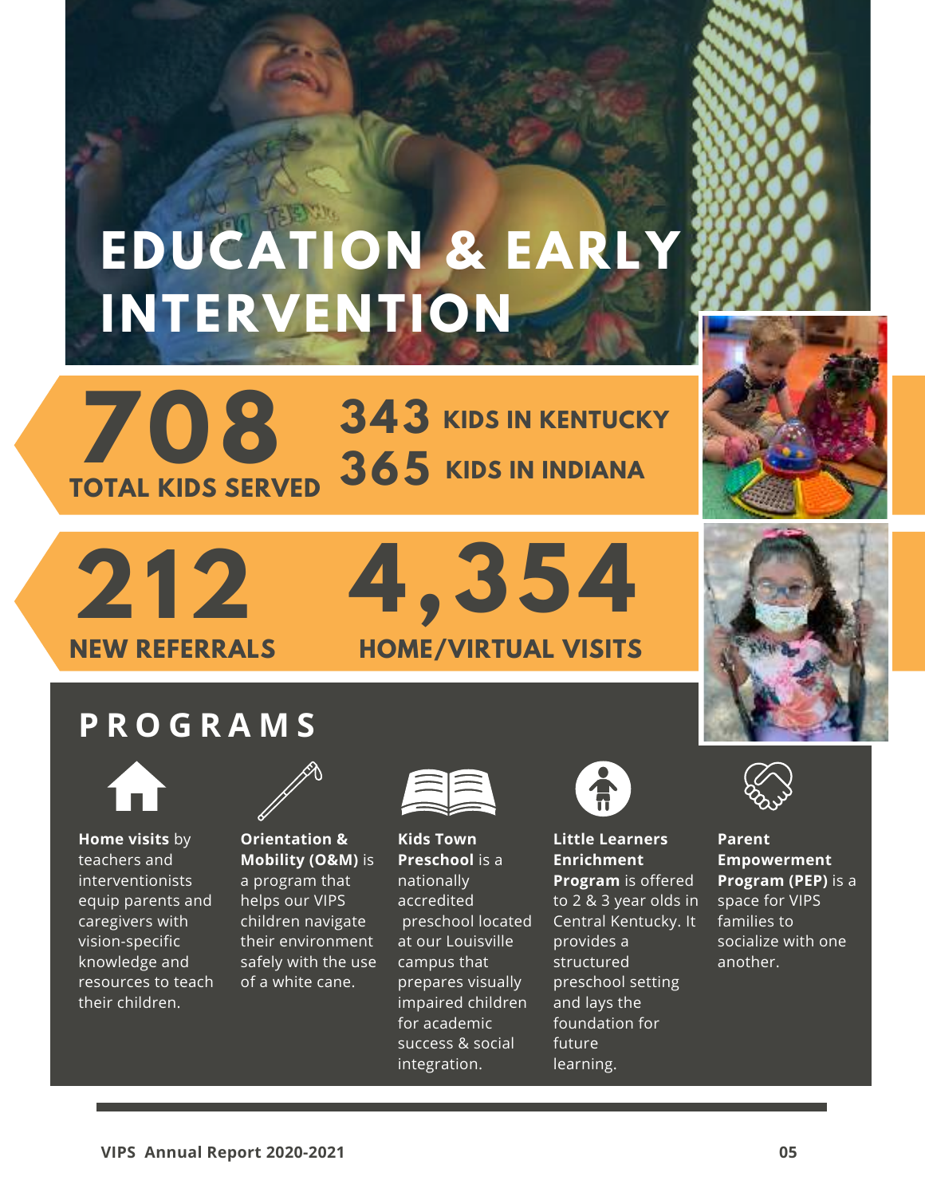# EDUCATION & EARLY INTERVENTION

**708** TOTAL KIDS SERVED

**343** KIDS IN KENTUCKY

**365** KIDS IN INDIANA

**212** NEW REFERRALS

**4,354** HOME/VIRTUAL VISITS

## PROGRAMS

**Home visits** by teachers and interventionists equip parents and caregivers with vision-specific knowledge and resources to teach their children.

**Orientation & Mobility (O&M)** is a program that helps our VIPS children navigate their environment safely with the use of a white cane.

**Kids Town Preschool** is a nationally accredited preschool located at our Louisville campus that prepares visually impaired children for academic success & social integration.

**Little Learners Enrichment Program** is offered to 2 & 3 year olds in Central Kentucky. It provides a structured preschool setting and lays the foundation for future learning.

**Parent Empowerment Program (PEP)** is a space for VIPS families to socialize with one another.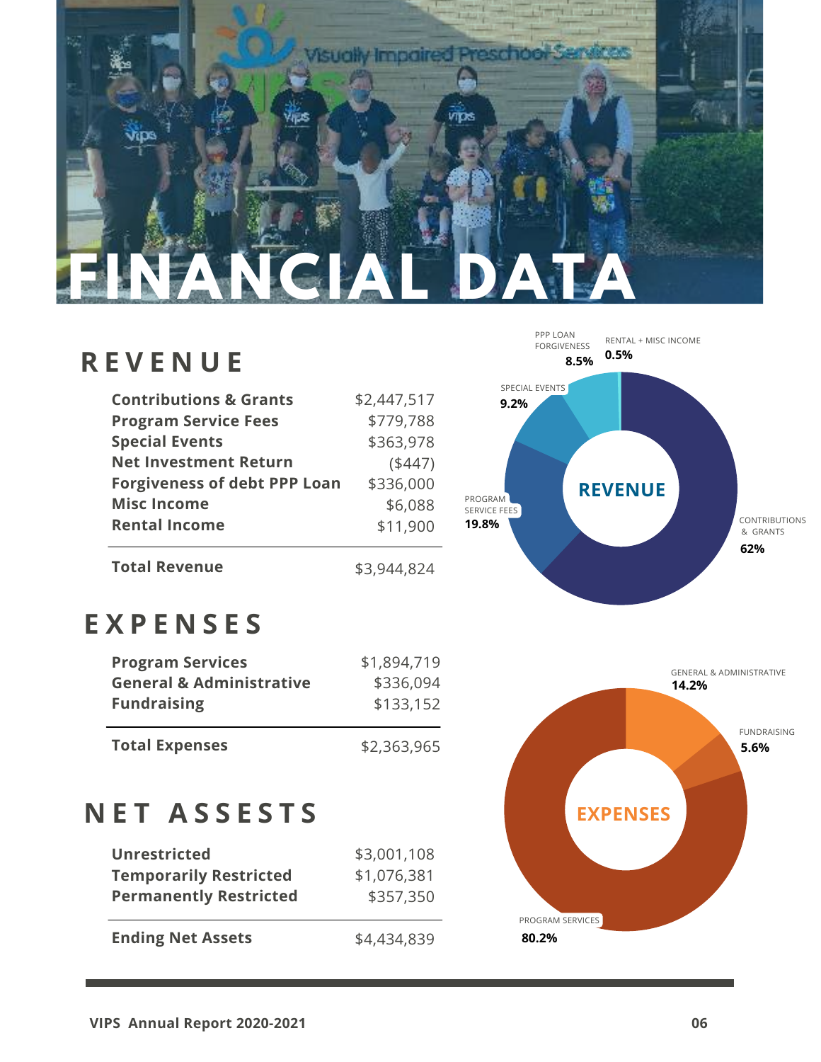# FINANCIAL DATA

## REVENUE

| | |
|---|---|
| **Contributions & Grants** | $2,447,517 |
| **Program Service Fees** | $779,788 |
| **Special Events** | $363,978 |
| **Net Investment Return** | ($447) |
| **Forgiveness of debt PPP Loan** | $336,000 |
| **Misc Income** | $6,088 |
| **Rental Income** | $11,900 |
| **Total Revenue** | $3,944,824 |

REVENUE

- CONTRIBUTIONS & GRANTS **62%**
- PROGRAM SERVICE FEES **19.8%**
- SPECIAL EVENTS **9.2%**
- PPP LOAN FORGIVENESS **8.5%**
- RENTAL + MISC INCOME **0.5%**

## EXPENSES

| | |
|---|---|
| **Program Services** | $1,894,719 |
| **General & Administrative** | $336,094 |
| **Fundraising** | $133,152 |
| **Total Expenses** | $2,363,965 |

EXPENSES

- PROGRAM SERVICES **80.2%**
- GENERAL & ADMINISTRATIVE **14.2%**
- FUNDRAISING **5.6%**

## NET ASSESTS

| | |
|---|---|
| **Unrestricted** | $3,001,108 |
| **Temporarily Restricted** | $1,076,381 |
| **Permanently Restricted** | $357,350 |
| **Ending Net Assets** | $4,434,839 |

**VIPS Annual Report 2020-2021**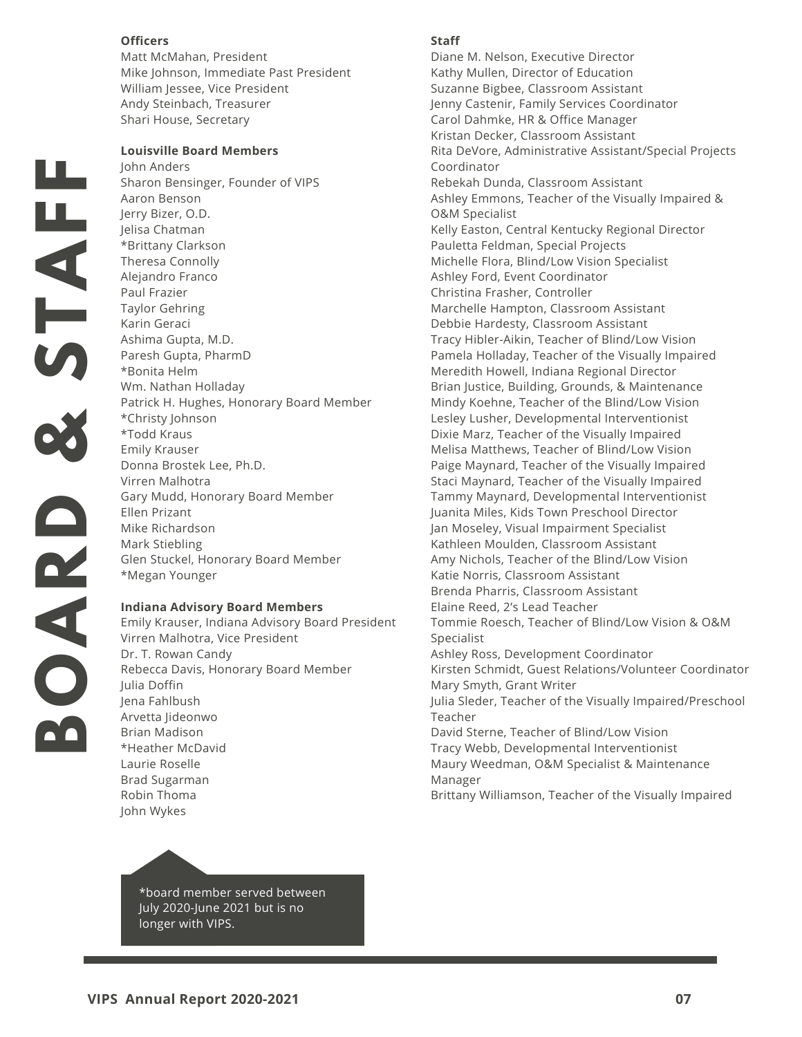# BOARD & STAFF

**Officers**

Matt McMahan, President
Mike Johnson, Immediate Past President
William Jessee, Vice President
Andy Steinbach, Treasurer
Shari House, Secretary

**Louisville Board Members**

John Anders
Sharon Bensinger, Founder of VIPS
Aaron Benson
Jerry Bizer, O.D.
Jelisa Chatman
*Brittany Clarkson
Theresa Connolly
Alejandro Franco
Paul Frazier
Taylor Gehring
Karin Geraci
Ashima Gupta, M.D.
Paresh Gupta, PharmD
*Bonita Helm
Wm. Nathan Holladay
Patrick H. Hughes, Honorary Board Member
*Christy Johnson
*Todd Kraus
Emily Krauser
Donna Brostek Lee, Ph.D.
Virren Malhotra
Gary Mudd, Honorary Board Member
Ellen Prizant
Mike Richardson
Mark Stiebling
Glen Stuckel, Honorary Board Member
*Megan Younger

**Indiana Advisory Board Members**

Emily Krauser, Indiana Advisory Board President
Virren Malhotra, Vice President
Dr. T. Rowan Candy
Rebecca Davis, Honorary Board Member
Julia Doffin
Jena Fahlbush
Arvetta Jideonwo
Brian Madison
*Heather McDavid
Laurie Roselle
Brad Sugarman
Robin Thoma
John Wykes

*board member served between July 2020-June 2021 but is no longer with VIPS.

**Staff**

Diane M. Nelson, Executive Director
Kathy Mullen, Director of Education
Suzanne Bigbee, Classroom Assistant
Jenny Castenir, Family Services Coordinator
Carol Dahmke, HR & Office Manager
Kristan Decker, Classroom Assistant
Rita DeVore, Administrative Assistant/Special Projects Coordinator
Rebekah Dunda, Classroom Assistant
Ashley Emmons, Teacher of the Visually Impaired & O&M Specialist
Kelly Easton, Central Kentucky Regional Director
Pauletta Feldman, Special Projects
Michelle Flora, Blind/Low Vision Specialist
Ashley Ford, Event Coordinator
Christina Frasher, Controller
Marchelle Hampton, Classroom Assistant
Debbie Hardesty, Classroom Assistant
Tracy Hibler-Aikin, Teacher of Blind/Low Vision
Pamela Holladay, Teacher of the Visually Impaired
Meredith Howell, Indiana Regional Director
Brian Justice, Building, Grounds, & Maintenance
Mindy Koehne, Teacher of the Blind/Low Vision
Lesley Lusher, Developmental Interventionist
Dixie Marz, Teacher of the Visually Impaired
Melisa Matthews, Teacher of Blind/Low Vision
Paige Maynard, Teacher of the Visually Impaired
Staci Maynard, Teacher of the Visually Impaired
Tammy Maynard, Developmental Interventionist
Juanita Miles, Kids Town Preschool Director
Jan Moseley, Visual Impairment Specialist
Kathleen Moulden, Classroom Assistant
Amy Nichols, Teacher of the Blind/Low Vision
Katie Norris, Classroom Assistant
Brenda Pharris, Classroom Assistant
Elaine Reed, 2's Lead Teacher
Tommie Roesch, Teacher of Blind/Low Vision & O&M Specialist
Ashley Ross, Development Coordinator
Kirsten Schmidt, Guest Relations/Volunteer Coordinator
Mary Smyth, Grant Writer
Julia Sleder, Teacher of the Visually Impaired/Preschool Teacher
David Sterne, Teacher of Blind/Low Vision
Tracy Webb, Developmental Interventionist
Maury Weedman, O&M Specialist & Maintenance Manager
Brittany Williamson, Teacher of the Visually Impaired